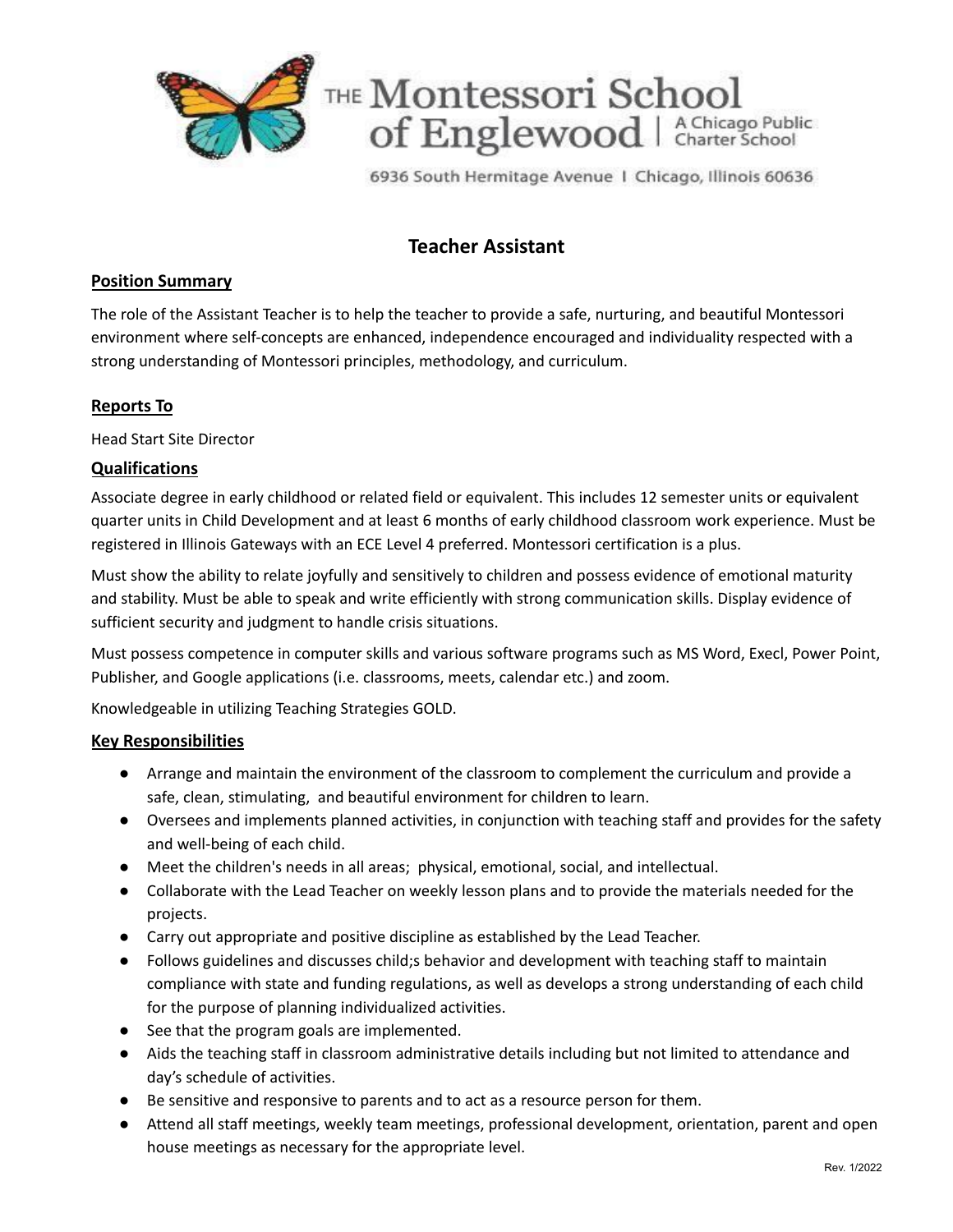THE Montessori School of Englewood | A Chicago Public Charter School

6936 South Hermitage Avenue | Chicago, Illinois 60636

# Teacher Assistant

## Position Summary

The role of the Assistant Teacher is to help the teacher to provide a safe, nurturing, and beautiful Montessori environment where self-concepts are enhanced, independence encouraged and individuality respected with a strong understanding of Montessori principles, methodology, and curriculum.

## Reports To

Head Start Site Director

## Qualifications

Associate degree in early childhood or related field or equivalent. This includes 12 semester units or equivalent quarter units in Child Development and at least 6 months of early childhood classroom work experience. Must be registered in Illinois Gateways with an ECE Level 4 preferred. Montessori certification is a plus.

Must show the ability to relate joyfully and sensitively to children and possess evidence of emotional maturity and stability. Must be able to speak and write efficiently with strong communication skills. Display evidence of sufficient security and judgment to handle crisis situations.

Must possess competence in computer skills and various software programs such as MS Word, Execl, Power Point, Publisher, and Google applications (i.e. classrooms, meets, calendar etc.) and zoom.

Knowledgeable in utilizing Teaching Strategies GOLD.

## Key Responsibilities

- Arrange and maintain the environment of the classroom to complement the curriculum and provide a safe, clean, stimulating, and beautiful environment for children to learn.
- Oversees and implements planned activities, in conjunction with teaching staff and provides for the safety and well-being of each child.
- Meet the children's needs in all areas; physical, emotional, social, and intellectual.
- Collaborate with the Lead Teacher on weekly lesson plans and to provide the materials needed for the projects.
- Carry out appropriate and positive discipline as established by the Lead Teacher.
- Follows guidelines and discusses child;s behavior and development with teaching staff to maintain compliance with state and funding regulations, as well as develops a strong understanding of each child for the purpose of planning individualized activities.
- See that the program goals are implemented.
- Aids the teaching staff in classroom administrative details including but not limited to attendance and day's schedule of activities.
- Be sensitive and responsive to parents and to act as a resource person for them.
- Attend all staff meetings, weekly team meetings, professional development, orientation, parent and open house meetings as necessary for the appropriate level.

Rev. 1/2022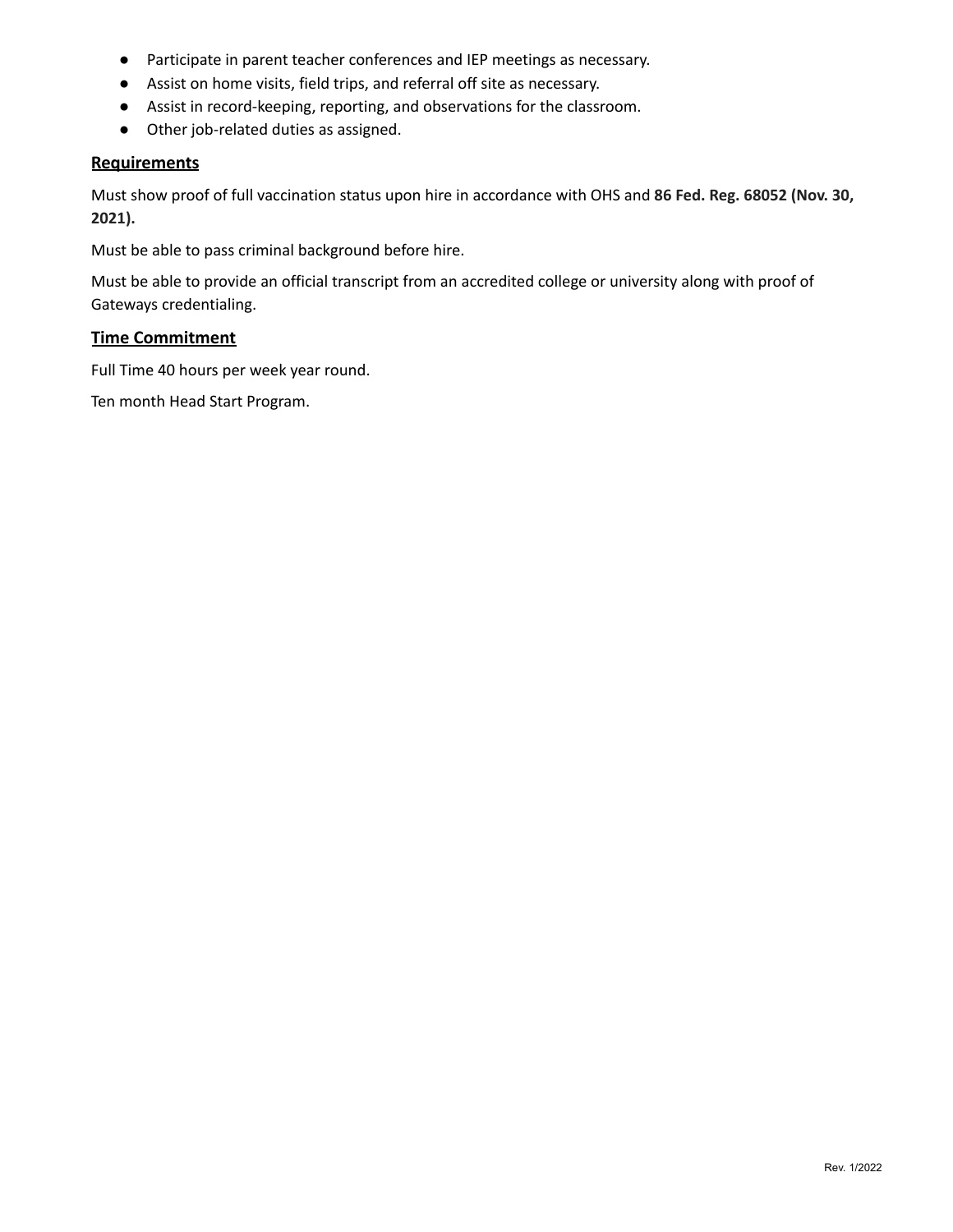- Participate in parent teacher conferences and IEP meetings as necessary.
- Assist on home visits, field trips, and referral off site as necessary.
- Assist in record-keeping, reporting, and observations for the classroom.
- Other job-related duties as assigned.

## Requirements

Must show proof of full vaccination status upon hire in accordance with OHS and **86 Fed. Reg. 68052 (Nov. 30, 2021).**

Must be able to pass criminal background before hire.

Must be able to provide an official transcript from an accredited college or university along with proof of Gateways credentialing.

## Time Commitment

Full Time 40 hours per week year round.

Ten month Head Start Program.

Rev. 1/2022